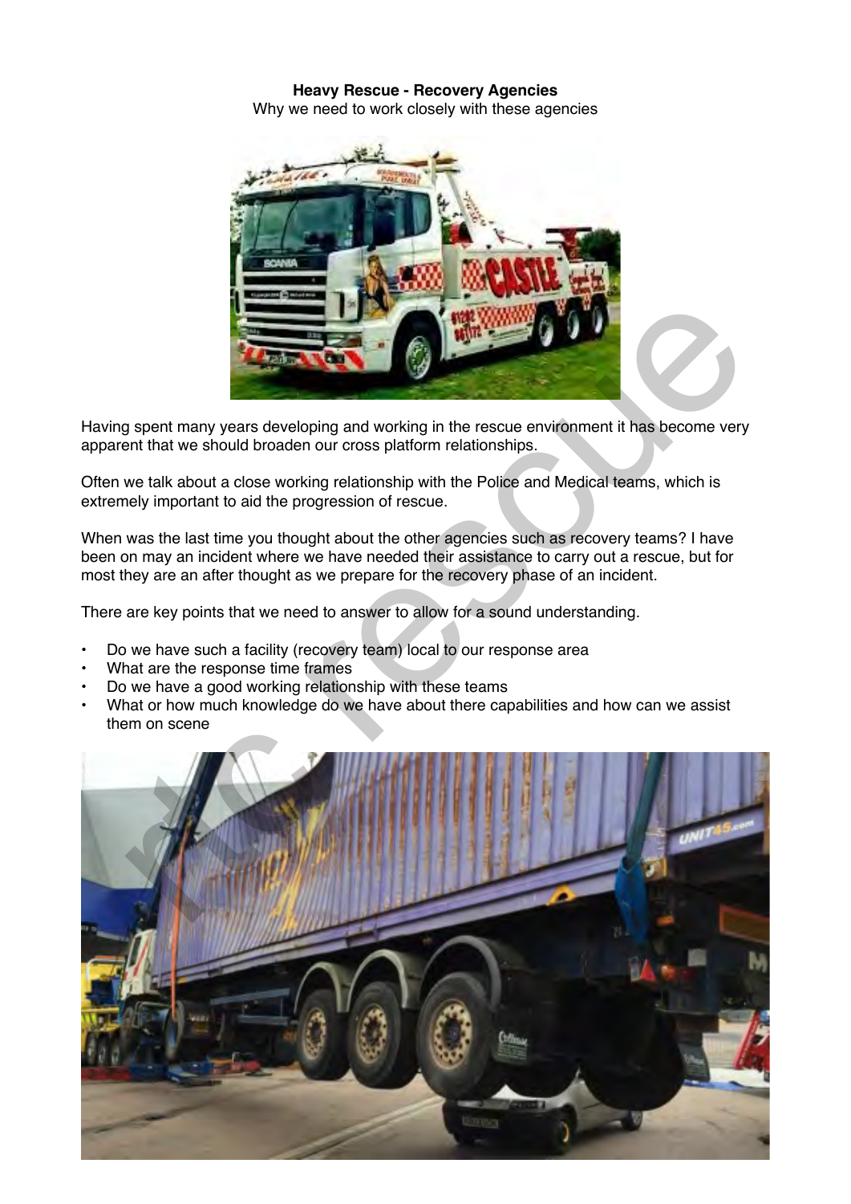**Heavy Rescue - Recovery Agencies**

Why we need to work closely with these agencies

Having spent many years developing and working in the rescue environment it has become very apparent that we should broaden our cross platform relationships.

Often we talk about a close working relationship with the Police and Medical teams, which is extremely important to aid the progression of rescue.

When was the last time you thought about the other agencies such as recovery teams? I have been on may an incident where we have needed their assistance to carry out a rescue, but for most they are an after thought as we prepare for the recovery phase of an incident.

There are key points that we need to answer to allow for a sound understanding.

- Do we have such a facility (recovery team) local to our response area
- What are the response time frames
- Do we have a good working relationship with these teams
- What or how much knowledge do we have about there capabilities and how can we assist them on scene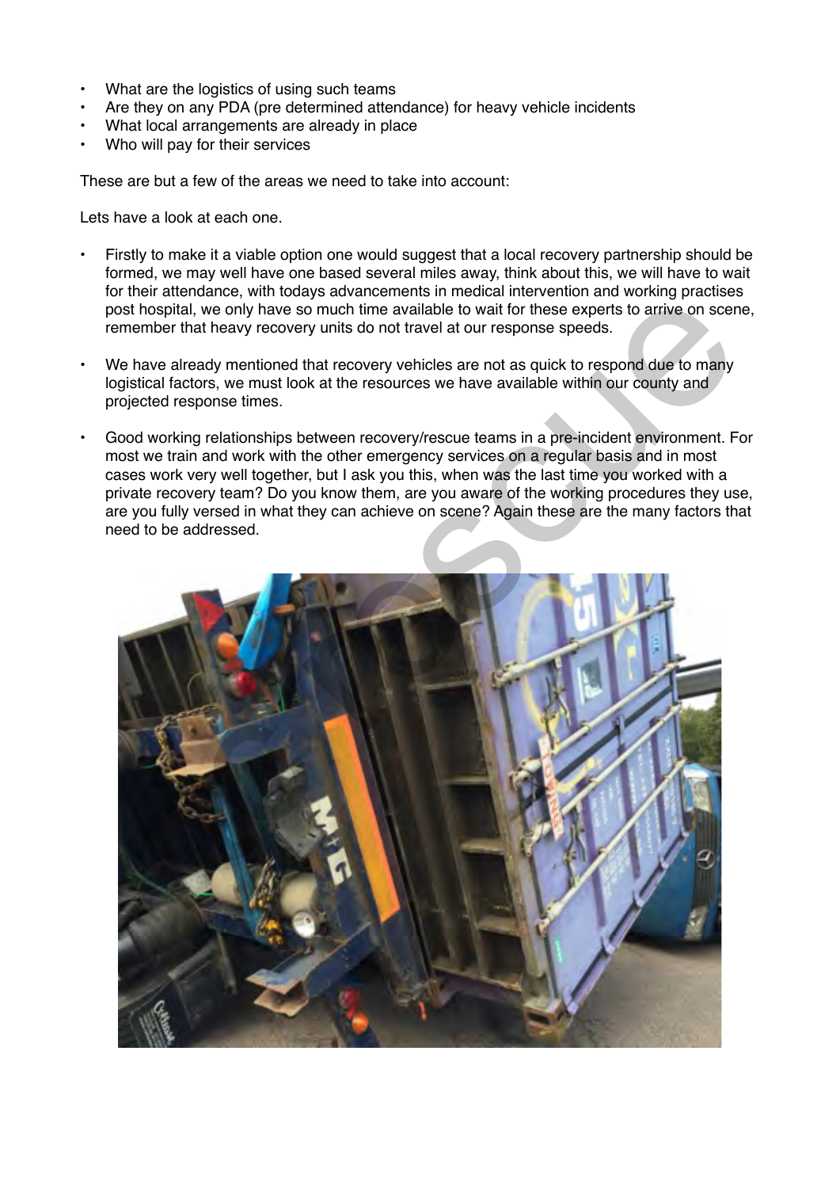- What are the logistics of using such teams
- Are they on any PDA (pre determined attendance) for heavy vehicle incidents
- What local arrangements are already in place
- Who will pay for their services

These are but a few of the areas we need to take into account:

Lets have a look at each one.

- Firstly to make it a viable option one would suggest that a local recovery partnership should be formed, we may well have one based several miles away, think about this, we will have to wait for their attendance, with todays advancements in medical intervention and working practises post hospital, we only have so much time available to wait for these experts to arrive on scene, remember that heavy recovery units do not travel at our response speeds.

- We have already mentioned that recovery vehicles are not as quick to respond due to many logistical factors, we must look at the resources we have available within our county and projected response times.

- Good working relationships between recovery/rescue teams in a pre-incident environment. For most we train and work with the other emergency services on a regular basis and in most cases work very well together, but I ask you this, when was the last time you worked with a private recovery team? Do you know them, are you aware of the working procedures they use, are you fully versed in what they can achieve on scene? Again these are the many factors that need to be addressed.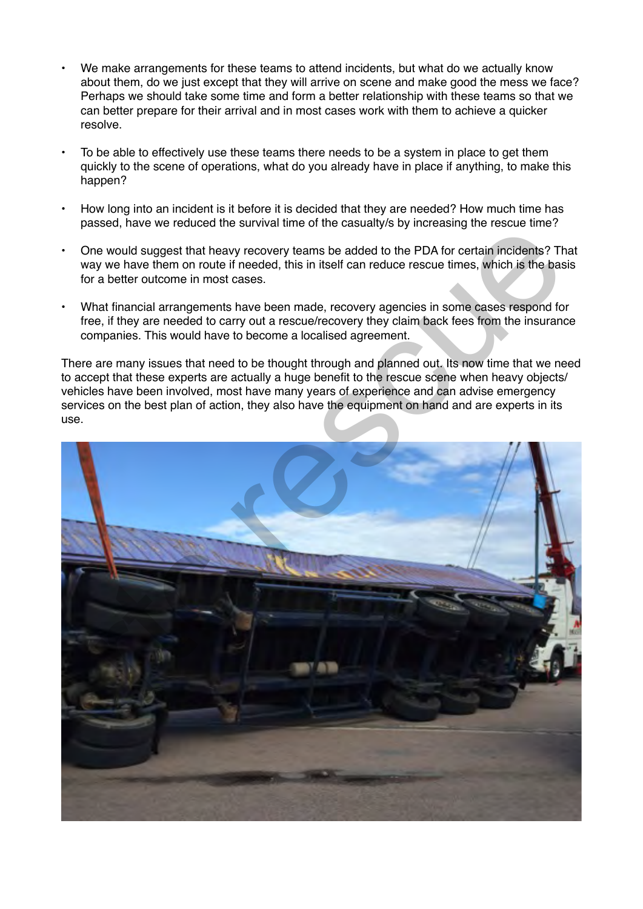- We make arrangements for these teams to attend incidents, but what do we actually know about them, do we just except that they will arrive on scene and make good the mess we face? Perhaps we should take some time and form a better relationship with these teams so that we can better prepare for their arrival and in most cases work with them to achieve a quicker resolve.

- To be able to effectively use these teams there needs to be a system in place to get them quickly to the scene of operations, what do you already have in place if anything, to make this happen?

- How long into an incident is it before it is decided that they are needed? How much time has passed, have we reduced the survival time of the casualty/s by increasing the rescue time?

- One would suggest that heavy recovery teams be added to the PDA for certain incidents? That way we have them on route if needed, this in itself can reduce rescue times, which is the basis for a better outcome in most cases.

- What financial arrangements have been made, recovery agencies in some cases respond for free, if they are needed to carry out a rescue/recovery they claim back fees from the insurance companies. This would have to become a localised agreement.

There are many issues that need to be thought through and planned out. Its now time that we need to accept that these experts are actually a huge benefit to the rescue scene when heavy objects/ vehicles have been involved, most have many years of experience and can advise emergency services on the best plan of action, they also have the equipment on hand and are experts in its use.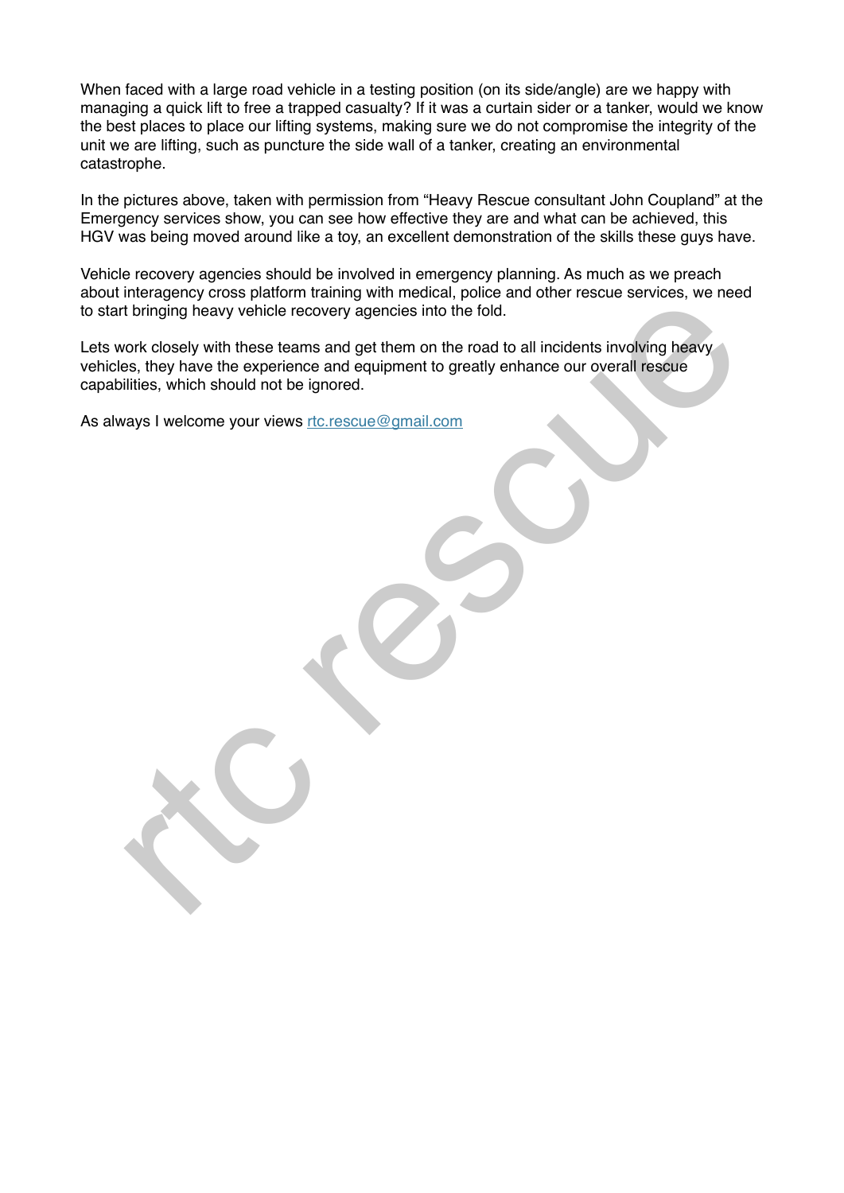When faced with a large road vehicle in a testing position (on its side/angle) are we happy with managing a quick lift to free a trapped casualty? If it was a curtain sider or a tanker, would we know the best places to place our lifting systems, making sure we do not compromise the integrity of the unit we are lifting, such as puncture the side wall of a tanker, creating an environmental catastrophe.

In the pictures above, taken with permission from "Heavy Rescue consultant John Coupland" at the Emergency services show, you can see how effective they are and what can be achieved, this HGV was being moved around like a toy, an excellent demonstration of the skills these guys have.

Vehicle recovery agencies should be involved in emergency planning. As much as we preach about interagency cross platform training with medical, police and other rescue services, we need to start bringing heavy vehicle recovery agencies into the fold.

Lets work closely with these teams and get them on the road to all incidents involving heavy vehicles, they have the experience and equipment to greatly enhance our overall rescue capabilities, which should not be ignored.

As always I welcome your views rtc.rescue@gmail.com